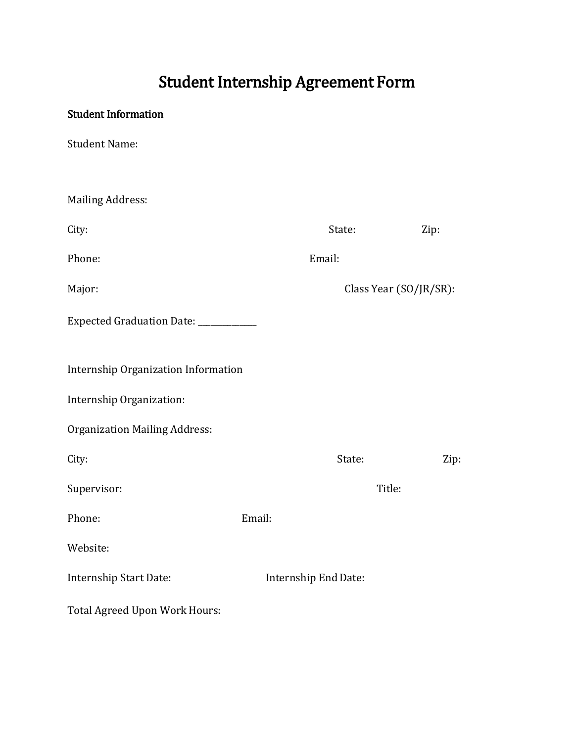# Student Internship Agreement Form

**Student Information**

Student Name:

Mailing Address:

City: State: Zip:

Phone: Email:

Major: Class Year (SO/JR/SR):

Expected Graduation Date: ______________

Internship Organization Information

Internship Organization:

Organization Mailing Address:

City: State: Zip:

Supervisor: Title:

Phone: Email:

Website:

Internship Start Date: Internship End Date:

Total Agreed Upon Work Hours: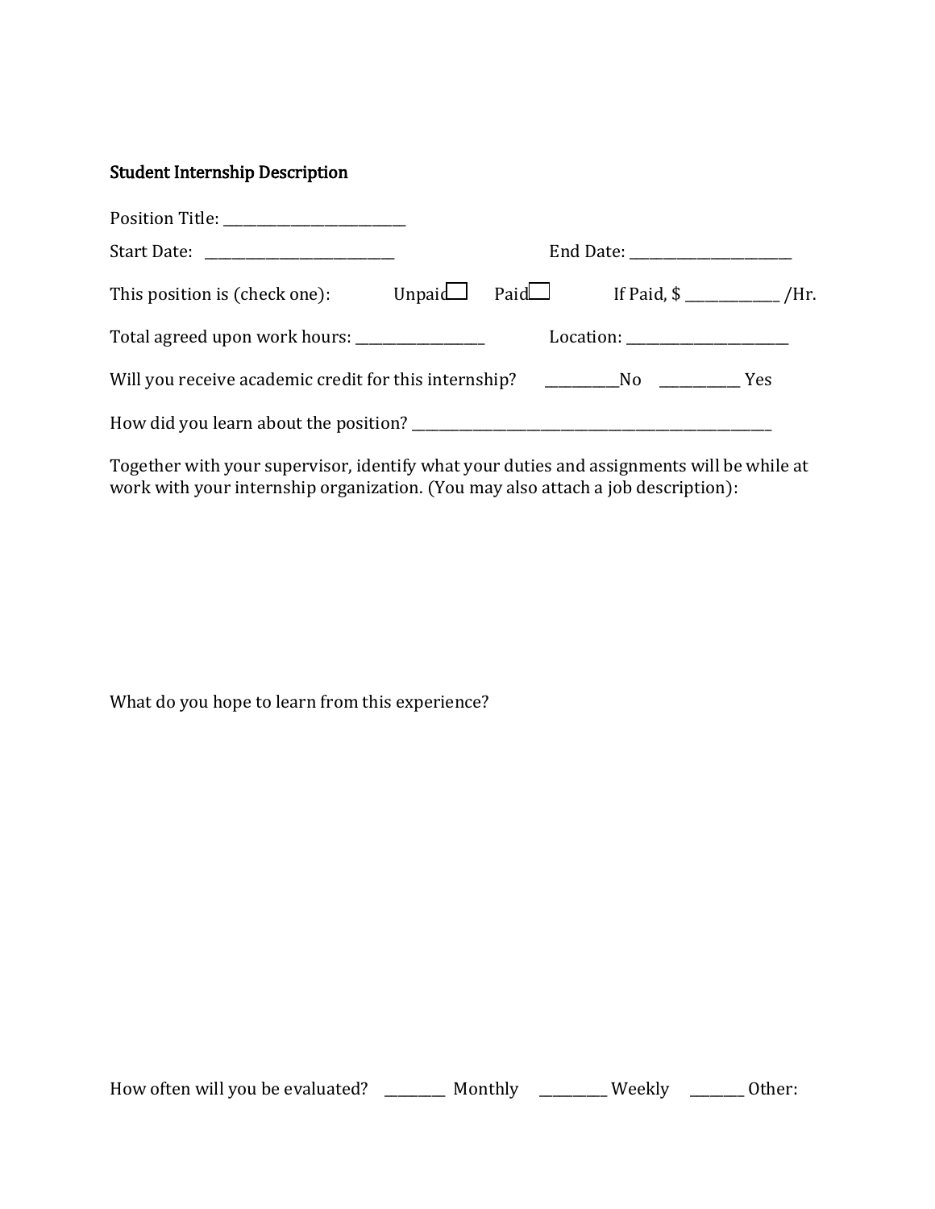**Student Internship Description**

Position Title: ___________________________

Start Date: ___________________________ End Date: ________________________

This position is (check one): Unpaid ☐ Paid ☐ If Paid, $ ______________ /Hr.

Total agreed upon work hours: ___________________ Location: ________________________

Will you receive academic credit for this internship? ___________No ____________ Yes

How did you learn about the position? _____________________________________________________

Together with your supervisor, identify what your duties and assignments will be while at work with your internship organization. (You may also attach a job description):

What do you hope to learn from this experience?

How often will you be evaluated? _________ Monthly __________ Weekly ________ Other: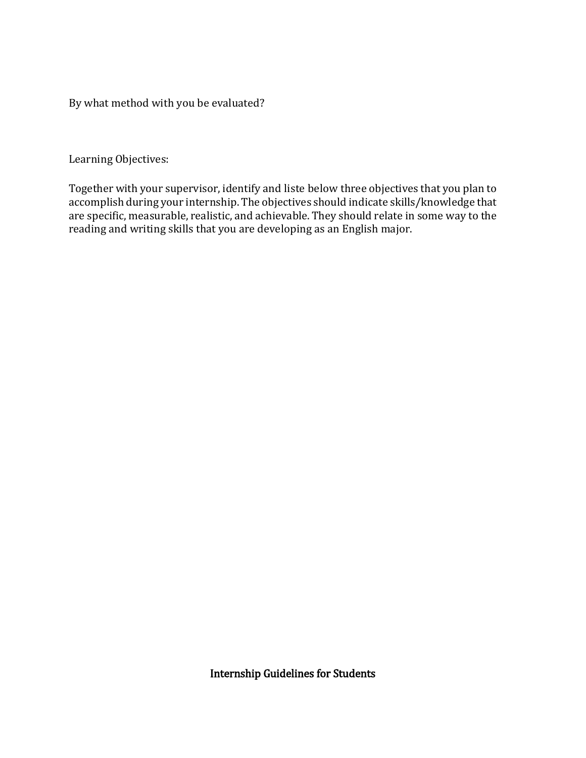By what method with you be evaluated?

Learning Objectives:

Together with your supervisor, identify and liste below three objectives that you plan to accomplish during your internship. The objectives should indicate skills/knowledge that are specific, measurable, realistic, and achievable. They should relate in some way to the reading and writing skills that you are developing as an English major.

## Internship Guidelines for Students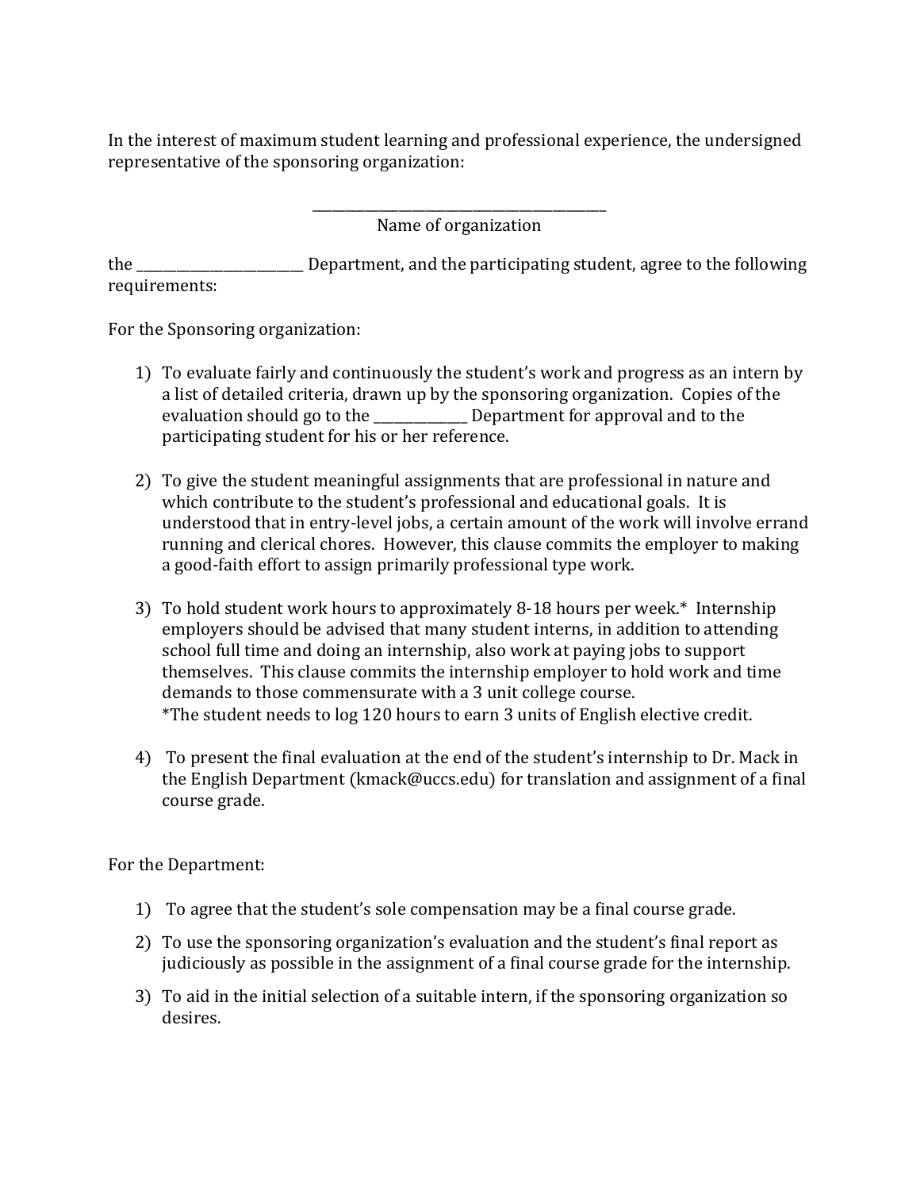In the interest of maximum student learning and professional experience, the undersigned representative of the sponsoring organization:

\_\_\_\_\_\_\_\_\_\_\_\_\_\_\_\_\_\_\_\_\_\_\_\_\_\_\_\_\_\_\_\_\_\_\_\_\_\_\_\_\_\_\_\_

Name of organization

the \_\_\_\_\_\_\_\_\_\_\_\_\_\_\_\_\_\_\_\_\_\_\_\_\_\_ Department, and the participating student, agree to the following requirements:

For the Sponsoring organization:

1) To evaluate fairly and continuously the student's work and progress as an intern by a list of detailed criteria, drawn up by the sponsoring organization. Copies of the evaluation should go to the \_\_\_\_\_\_\_\_\_\_\_\_\_\_\_ Department for approval and to the participating student for his or her reference.

2) To give the student meaningful assignments that are professional in nature and which contribute to the student's professional and educational goals. It is understood that in entry-level jobs, a certain amount of the work will involve errand running and clerical chores. However, this clause commits the employer to making a good-faith effort to assign primarily professional type work.

3) To hold student work hours to approximately 8-18 hours per week.* Internship employers should be advised that many student interns, in addition to attending school full time and doing an internship, also work at paying jobs to support themselves. This clause commits the internship employer to hold work and time demands to those commensurate with a 3 unit college course.
*The student needs to log 120 hours to earn 3 units of English elective credit.

4) To present the final evaluation at the end of the student's internship to Dr. Mack in the English Department (kmack@uccs.edu) for translation and assignment of a final course grade.

For the Department:

1) To agree that the student's sole compensation may be a final course grade.

2) To use the sponsoring organization's evaluation and the student's final report as judiciously as possible in the assignment of a final course grade for the internship.

3) To aid in the initial selection of a suitable intern, if the sponsoring organization so desires.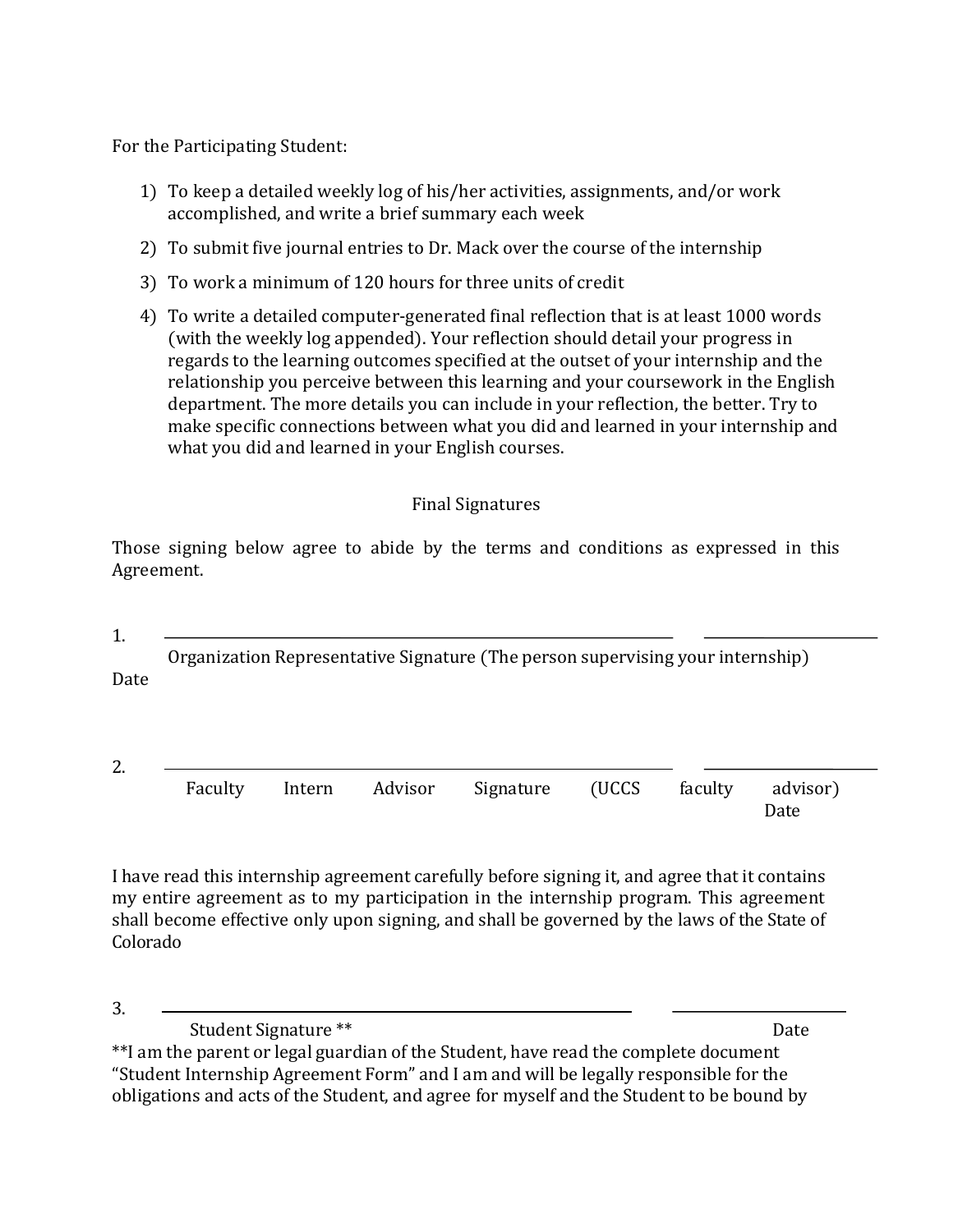For the Participating Student:

1) To keep a detailed weekly log of his/her activities, assignments, and/or work accomplished, and write a brief summary each week
2) To submit five journal entries to Dr. Mack over the course of the internship
3) To work a minimum of 120 hours for three units of credit
4) To write a detailed computer-generated final reflection that is at least 1000 words (with the weekly log appended). Your reflection should detail your progress in regards to the learning outcomes specified at the outset of your internship and the relationship you perceive between this learning and your coursework in the English department. The more details you can include in your reflection, the better. Try to make specific connections between what you did and learned in your internship and what you did and learned in your English courses.

Final Signatures

Those signing below agree to abide by the terms and conditions as expressed in this Agreement.

1. \_\_\_\_\_\_\_\_\_\_\_\_\_\_\_\_\_\_\_\_\_\_\_\_\_\_\_\_\_\_\_\_\_\_\_\_\_\_\_\_\_\_\_\_\_\_\_\_\_\_ \_\_\_\_\_\_\_\_\_\_\_\_\_\_\_\_\_\_

Organization Representative Signature (The person supervising your internship) Date

2. \_\_\_\_\_\_\_\_\_\_\_\_\_\_\_\_\_\_\_\_\_\_\_\_\_\_\_\_\_\_\_\_\_\_\_\_\_\_\_\_\_\_\_\_\_\_\_\_\_\_ \_\_\_\_\_\_\_\_\_\_\_\_\_\_\_\_\_\_

Faculty Intern Advisor Signature (UCCS faculty advisor) Date

I have read this internship agreement carefully before signing it, and agree that it contains my entire agreement as to my participation in the internship program. This agreement shall become effective only upon signing, and shall be governed by the laws of the State of Colorado

3. \_\_\_\_\_\_\_\_\_\_\_\_\_\_\_\_\_\_\_\_\_\_\_\_\_\_\_\_\_\_\_\_\_\_\_\_\_\_\_\_\_\_\_\_\_\_\_\_\_\_ \_\_\_\_\_\_\_\_\_\_\_\_\_\_\_\_\_\_

Student Signature ** Date

**I am the parent or legal guardian of the Student, have read the complete document “Student Internship Agreement Form” and I am and will be legally responsible for the obligations and acts of the Student, and agree for myself and the Student to be bound by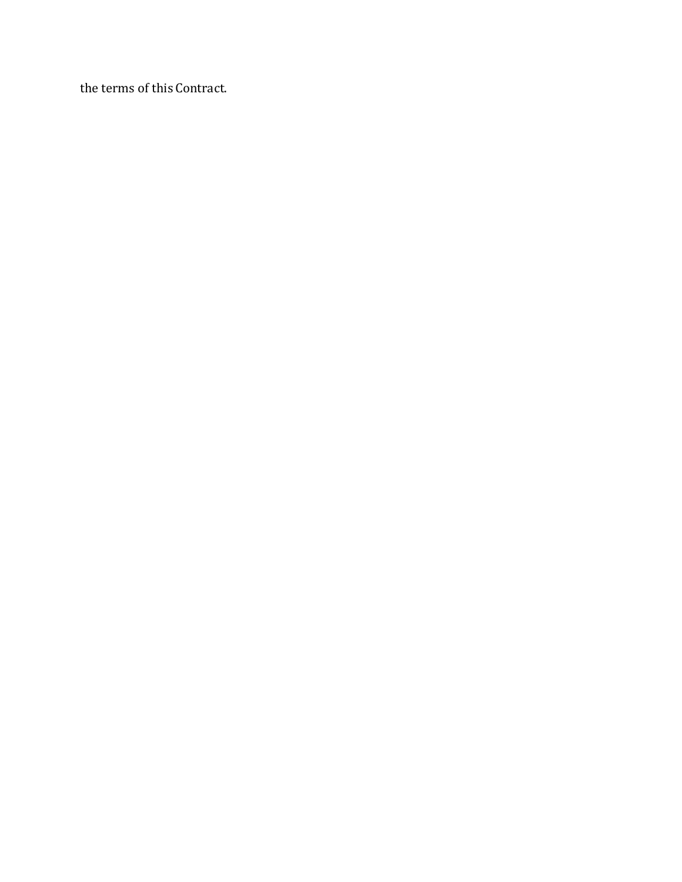the terms of this Contract.